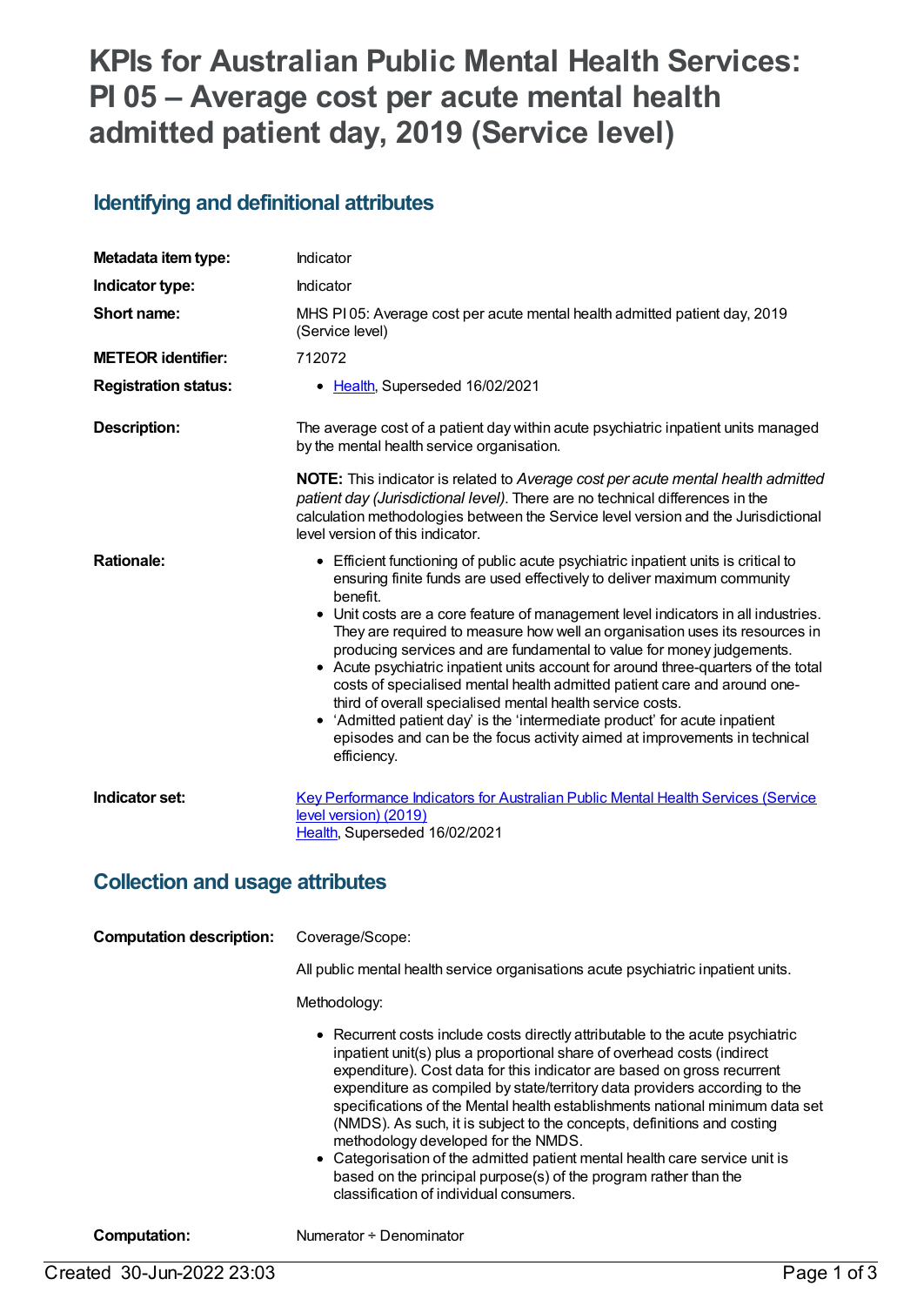# KPIs for Australian Public Mental Health Services: PI 05 – Average cost per acute mental health admitted patient day, 2019 (Service level)

## Identifying and definitional attributes

| | |
|---|---|
| **Metadata item type:** | Indicator |
| **Indicator type:** | Indicator |
| **Short name:** | MHS PI 05: Average cost per acute mental health admitted patient day, 2019 (Service level) |
| **METEOR identifier:** | 712072 |
| **Registration status:** | • Health, Superseded 16/02/2021 |
| **Description:** | The average cost of a patient day within acute psychiatric inpatient units managed by the mental health service organisation.<br><br>**NOTE:** This indicator is related to *Average cost per acute mental health admitted patient day (Jurisdictional level)*. There are no technical differences in the calculation methodologies between the Service level version and the Jurisdictional level version of this indicator. |
| **Rationale:** | • Efficient functioning of public acute psychiatric inpatient units is critical to ensuring finite funds are used effectively to deliver maximum community benefit.<br>• Unit costs are a core feature of management level indicators in all industries. They are required to measure how well an organisation uses its resources in producing services and are fundamental to value for money judgements.<br>• Acute psychiatric inpatient units account for around three-quarters of the total costs of specialised mental health admitted patient care and around one-third of overall specialised mental health service costs.<br>• 'Admitted patient day' is the 'intermediate product' for acute inpatient episodes and can be the focus activity aimed at improvements in technical efficiency. |
| **Indicator set:** | Key Performance Indicators for Australian Public Mental Health Services (Service level version) (2019)<br>Health, Superseded 16/02/2021 |

## Collection and usage attributes

| | |
|---|---|
| **Computation description:** | Coverage/Scope:<br><br>All public mental health service organisations acute psychiatric inpatient units.<br><br>Methodology:<br><br>• Recurrent costs include costs directly attributable to the acute psychiatric inpatient unit(s) plus a proportional share of overhead costs (indirect expenditure). Cost data for this indicator are based on gross recurrent expenditure as compiled by state/territory data providers according to the specifications of the Mental health establishments national minimum data set (NMDS). As such, it is subject to the concepts, definitions and costing methodology developed for the NMDS.<br>• Categorisation of the admitted patient mental health care service unit is based on the principal purpose(s) of the program rather than the classification of individual consumers. |
| **Computation:** | Numerator ÷ Denominator |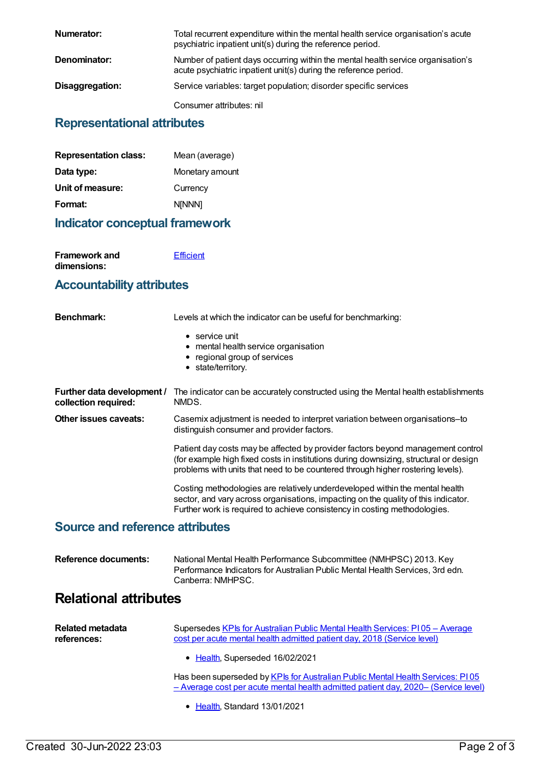| | |
|---|---|
| **Numerator:** | Total recurrent expenditure within the mental health service organisation's acute psychiatric inpatient unit(s) during the reference period. |
| **Denominator:** | Number of patient days occurring within the mental health service organisation's acute psychiatric inpatient unit(s) during the reference period. |
| **Disaggregation:** | Service variables: target population; disorder specific services<br><br>Consumer attributes: nil |

## Representational attributes

| | |
|---|---|
| **Representation class:** | Mean (average) |
| **Data type:** | Monetary amount |
| **Unit of measure:** | Currency |
| **Format:** | N[NNN] |

## Indicator conceptual framework

| | |
|---|---|
| **Framework and dimensions:** | Efficient |

## Accountability attributes

**Benchmark:** Levels at which the indicator can be useful for benchmarking:

- service unit
- mental health service organisation
- regional group of services
- state/territory.

**Further data development / collection required:** The indicator can be accurately constructed using the Mental health establishments NMDS.

**Other issues caveats:** Casemix adjustment is needed to interpret variation between organisations–to distinguish consumer and provider factors.

Patient day costs may be affected by provider factors beyond management control (for example high fixed costs in institutions during downsizing, structural or design problems with units that need to be countered through higher rostering levels).

Costing methodologies are relatively underdeveloped within the mental health sector, and vary across organisations, impacting on the quality of this indicator. Further work is required to achieve consistency in costing methodologies.

## Source and reference attributes

**Reference documents:** National Mental Health Performance Subcommittee (NMHPSC) 2013. Key Performance Indicators for Australian Public Mental Health Services, 3rd edn. Canberra: NMHPSC.

# Relational attributes

**Related metadata references:**

Supersedes KPIs for Australian Public Mental Health Services: PI 05 – Average cost per acute mental health admitted patient day, 2018 (Service level)

- Health, Superseded 16/02/2021

Has been superseded by KPIs for Australian Public Mental Health Services: PI 05 – Average cost per acute mental health admitted patient day, 2020– (Service level)

- Health, Standard 13/01/2021